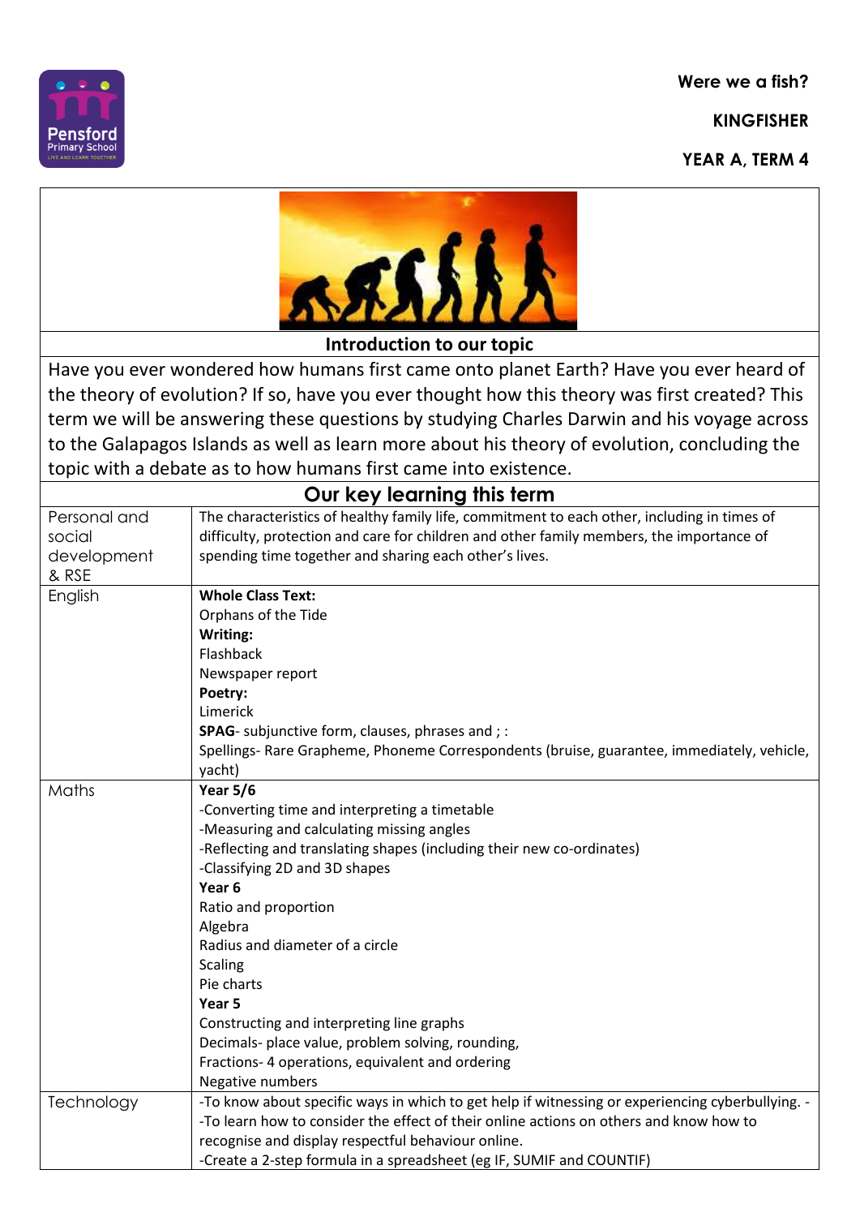**Were we a fish?**

**KINGFISHER**

**YEAR A, TERM 4**

## Introduction to our topic

Have you ever wondered how humans first came onto planet Earth? Have you ever heard of the theory of evolution? If so, have you ever thought how this theory was first created? This term we will be answering these questions by studying Charles Darwin and his voyage across to the Galapagos Islands as well as learn more about his theory of evolution, concluding the topic with a debate as to how humans first came into existence.

## Our key learning this term

| | |
|---|---|
| Personal and social development & RSE | The characteristics of healthy family life, commitment to each other, including in times of difficulty, protection and care for children and other family members, the importance of spending time together and sharing each other's lives. |
| English | **Whole Class Text:**<br>Orphans of the Tide<br>**Writing:**<br>Flashback<br>Newspaper report<br>**Poetry:**<br>Limerick<br>**SPAG**- subjunctive form, clauses, phrases and ; :<br>Spellings- Rare Grapheme, Phoneme Correspondents (bruise, guarantee, immediately, vehicle, yacht) |
| Maths | **Year 5/6**<br>-Converting time and interpreting a timetable<br>-Measuring and calculating missing angles<br>-Reflecting and translating shapes (including their new co-ordinates)<br>-Classifying 2D and 3D shapes<br>**Year 6**<br>Ratio and proportion<br>Algebra<br>Radius and diameter of a circle<br>Scaling<br>Pie charts<br>**Year 5**<br>Constructing and interpreting line graphs<br>Decimals- place value, problem solving, rounding,<br>Fractions- 4 operations, equivalent and ordering<br>Negative numbers |
| Technology | -To know about specific ways in which to get help if witnessing or experiencing cyberbullying. -<br>-To learn how to consider the effect of their online actions on others and know how to recognise and display respectful behaviour online.<br>-Create a 2-step formula in a spreadsheet (eg IF, SUMIF and COUNTIF) |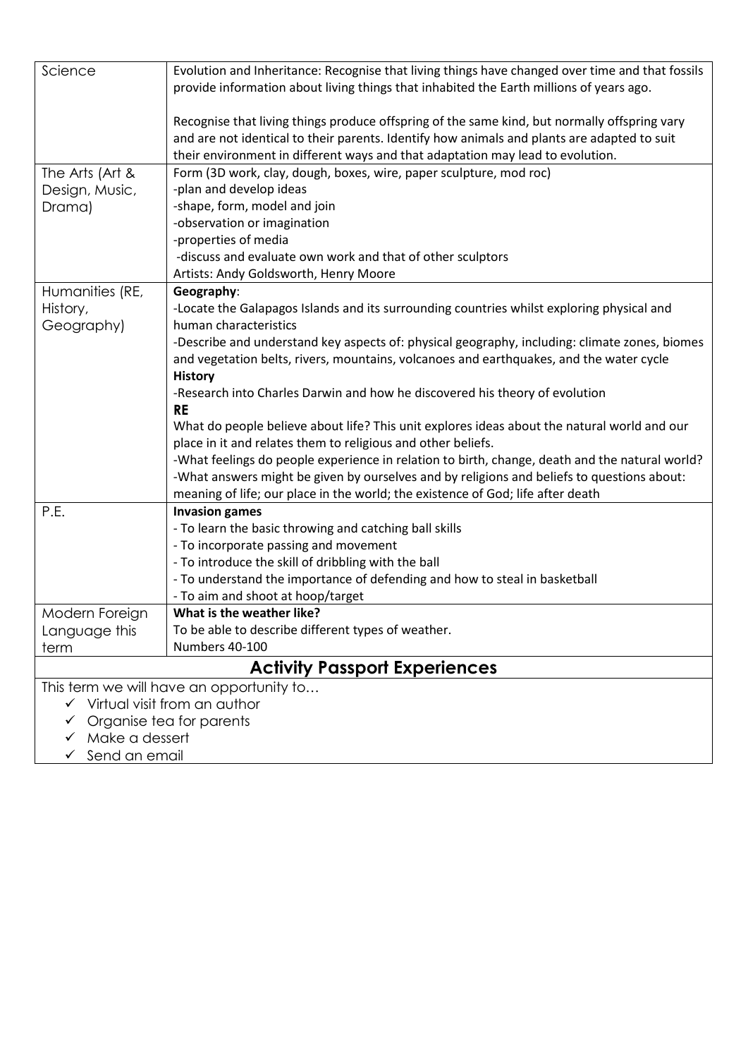| | |
|---|---|
| Science | Evolution and Inheritance: Recognise that living things have changed over time and that fossils provide information about living things that inhabited the Earth millions of years ago.<br><br>Recognise that living things produce offspring of the same kind, but normally offspring vary and are not identical to their parents. Identify how animals and plants are adapted to suit their environment in different ways and that adaptation may lead to evolution. |
| The Arts (Art & Design, Music, Drama) | Form (3D work, clay, dough, boxes, wire, paper sculpture, mod roc)<br>-plan and develop ideas<br>-shape, form, model and join<br>-observation or imagination<br>-properties of media<br>-discuss and evaluate own work and that of other sculptors<br>Artists: Andy Goldsworth, Henry Moore |
| Humanities (RE, History, Geography) | **Geography**:<br>-Locate the Galapagos Islands and its surrounding countries whilst exploring physical and human characteristics<br>-Describe and understand key aspects of: physical geography, including: climate zones, biomes and vegetation belts, rivers, mountains, volcanoes and earthquakes, and the water cycle<br>**History**<br>-Research into Charles Darwin and how he discovered his theory of evolution<br>**RE**<br>What do people believe about life? This unit explores ideas about the natural world and our place in it and relates them to religious and other beliefs.<br>-What feelings do people experience in relation to birth, change, death and the natural world?<br>-What answers might be given by ourselves and by religions and beliefs to questions about: meaning of life; our place in the world; the existence of God; life after death |
| P.E. | **Invasion games**<br>- To learn the basic throwing and catching ball skills<br>- To incorporate passing and movement<br>- To introduce the skill of dribbling with the ball<br>- To understand the importance of defending and how to steal in basketball<br>- To aim and shoot at hoop/target |
| Modern Foreign Language this term | **What is the weather like?**<br>To be able to describe different types of weather.<br>Numbers 40-100 |

## Activity Passport Experiences

This term we will have an opportunity to…

- ✓ Virtual visit from an author
- ✓ Organise tea for parents
- ✓ Make a dessert
- ✓ Send an email